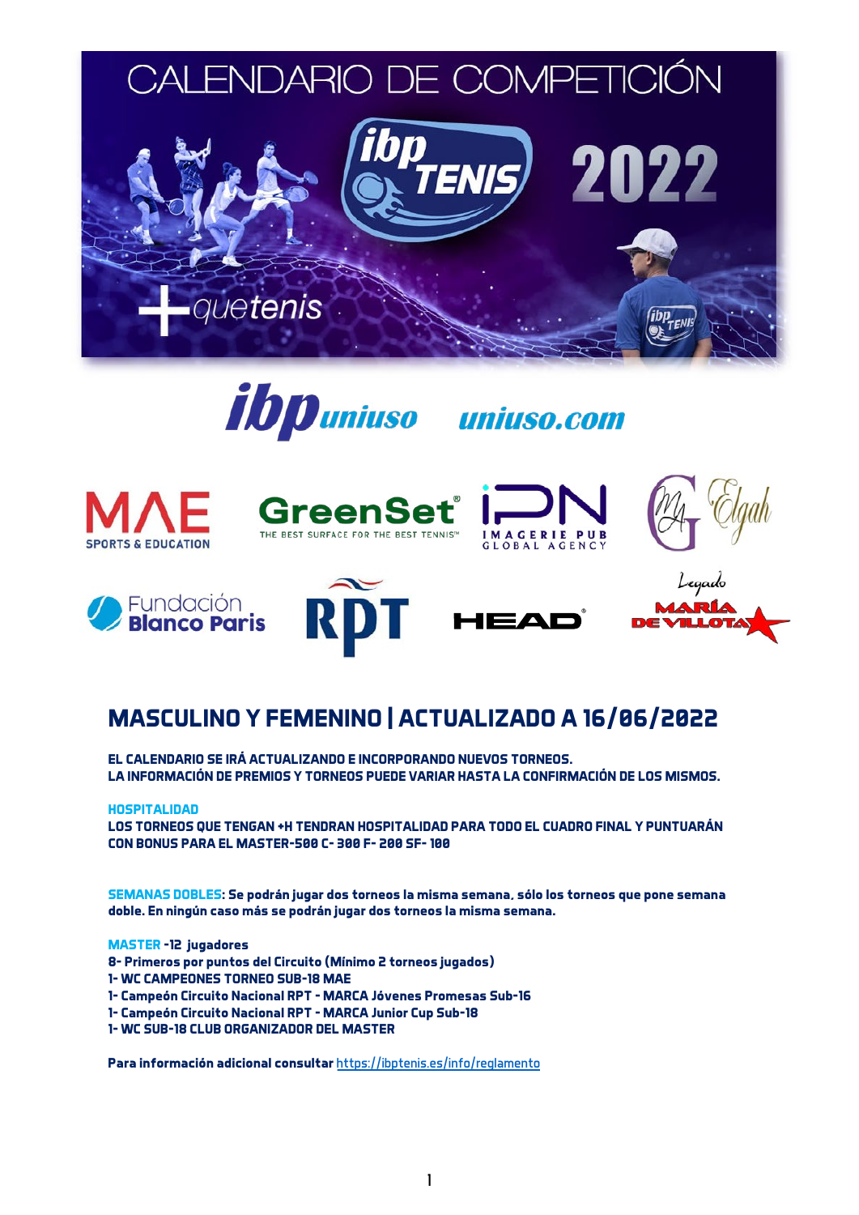# CALENDARIO DE COMPETICIÓN ibp TENIS 2022

## MASCULINO Y FEMENINO | ACTUALIZADO A 16/06/2022

**EL CALENDARIO SE IRÁ ACTUALIZANDO E INCORPORANDO NUEVOS TORNEOS.**
**LA INFORMACIÓN DE PREMIOS Y TORNEOS PUEDE VARIAR HASTA LA CONFIRMACIÓN DE LOS MISMOS.**

**HOSPITALIDAD**
**LOS TORNEOS QUE TENGAN +H TENDRAN HOSPITALIDAD PARA TODO EL CUADRO FINAL Y PUNTUARÁN CON BONUS PARA EL MASTER-500 C- 300 F- 200 SF- 100**

**SEMANAS DOBLES: Se podrán jugar dos torneos la misma semana, sólo los torneos que pone semana doble. En ningún caso más se podrán jugar dos torneos la misma semana.**

**MASTER -12 jugadores**
**8- Primeros por puntos del Circuito (Mínimo 2 torneos jugados)**
**1- WC CAMPEONES TORNEO SUB-18 MAE**
**1- Campeón Circuito Nacional RPT - MARCA Jóvenes Promesas Sub-16**
**1- Campeón Circuito Nacional RPT - MARCA Junior Cup Sub-18**
**1- WC SUB-18 CLUB ORGANIZADOR DEL MASTER**

**Para información adicional consultar** https://ibptenis.es/info/reglamento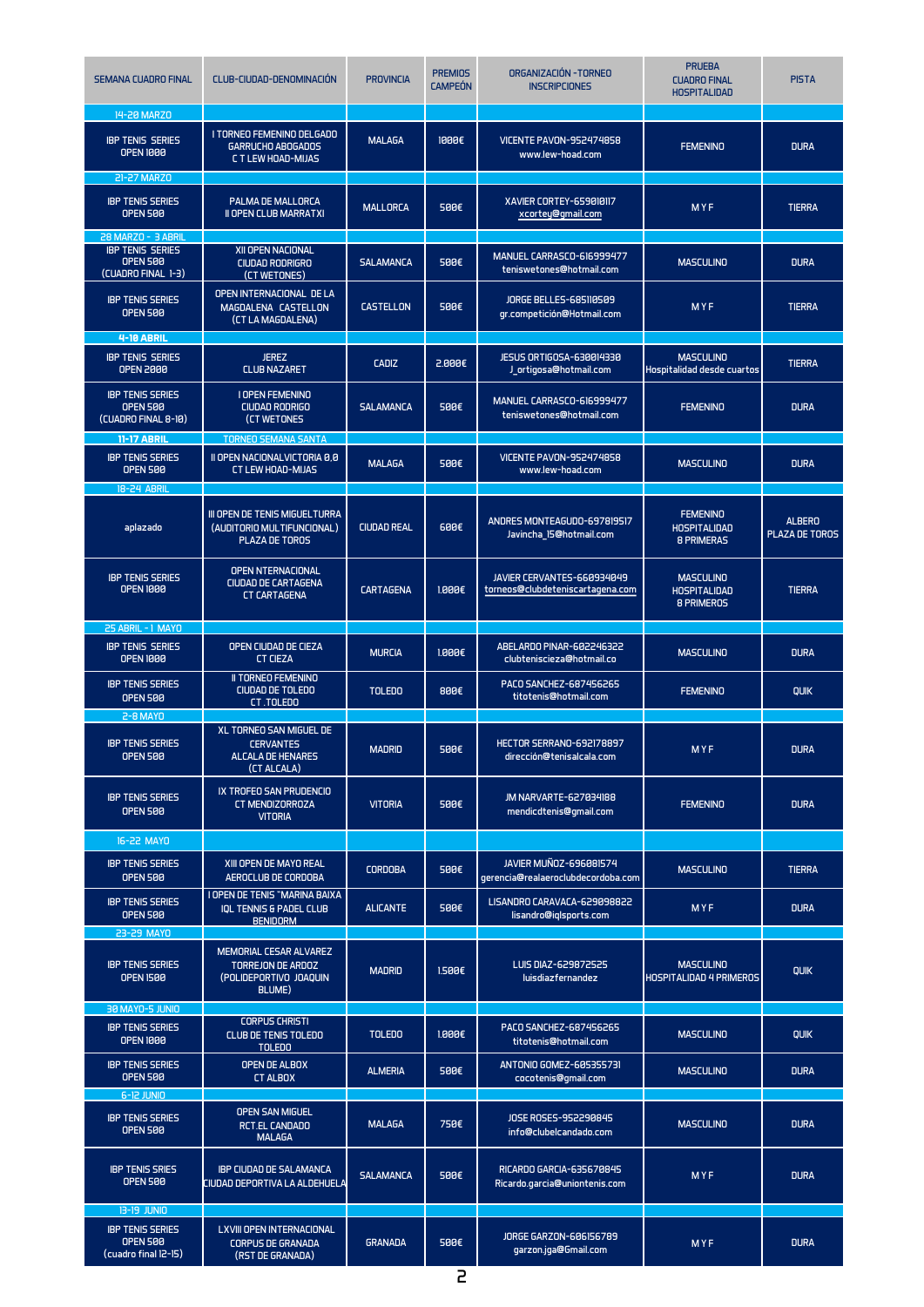| SEMANA CUADRO FINAL | CLUB-CIUDAD-DENOMINACIÓN | PROVINCIA | PREMIOS CAMPEÓN | ORGANIZACIÓN -TORNEO INSCRIPCIONES | PRUEBA CUADRO FINAL HOSPITALIDAD | PISTA |
|---|---|---|---|---|---|---|
| 14-20 MARZO | | | | | | |
| IBP TENIS SERIES OPEN 1000 | I TORNEO FEMENINO DELGADO GARRUCHO ABOGADOS C T LEW HOAD-MIJAS | MALAGA | 1000€ | VICENTE PAVON-952474858 www.lew-hoad.com | FEMENINO | DURA |
| 21-27 MARZO | | | | | | |
| IBP TENIS SERIES OPEN 500 | PALMA DE MALLORCA II OPEN CLUB MARRATXI | MALLORCA | 500€ | XAVIER CORTEY-659010117 xcortey@gmail.com | M Y F | TIERRA |
| 28 MARZO - 3 ABRIL | | | | | | |
| IBP TENIS SERIES OPEN 500 (CUADRO FINAL 1-3) | XII OPEN NACIONAL CIUDAD RODRIGRO (CT WETONES) | SALAMANCA | 500€ | MANUEL CARRASCO-616999477 teniswetones@hotmail.com | MASCULINO | DURA |
| IBP TENIS SERIES OPEN 500 | OPEN INTERNACIONAL DE LA MAGDALENA CASTELLON (CT LA MAGDALENA) | CASTELLON | 500€ | JORGE BELLES-685110509 gr.competición@Hotmail.com | M Y F | TIERRA |
| 4-10 ABRIL | | | | | | |
| IBP TENIS SERIES OPEN 2000 | JEREZ CLUB NAZARET | CADIZ | 2.000€ | JESUS ORTIGOSA-630014330 J_ortigosa@hotmail.com | MASCULINO Hospitalidad desde cuartos | TIERRA |
| IBP TENIS SERIES OPEN 500 (CUADRO FINAL 8-10) | I OPEN FEMENINO CIUDAD RODRIGO (CT WETONES) | SALAMANCA | 500€ | MANUEL CARRASCO-616999477 teniswetones@hotmail.com | FEMENINO | DURA |
| 11-17 ABRIL | TORNEO SEMANA SANTA | | | | | |
| IBP TENIS SERIES OPEN 500 | II OPEN NACIONALVICTORIA 0.0 CT LEW HOAD-MIJAS | MALAGA | 500€ | VICENTE PAVON-952474858 www.lew-hoad.com | MASCULINO | DURA |
| 18-24 ABRIL | | | | | | |
| aplazado | III OPEN DE TENIS MIGUELTURRA (AUDITORIO MULTIFUNCIONAL) PLAZA DE TOROS | CIUDAD REAL | 600€ | ANDRES MONTEAGUDO-697819517 Javincha_15@hotmail.com | FEMENINO HOSPITALIDAD 8 PRIMERAS | ALBERO PLAZA DE TOROS |
| IBP TENIS SERIES OPEN 1000 | OPEN NTERNACIONAL CIUDAD DE CARTAGENA CT CARTAGENA | CARTAGENA | 1.000€ | JAVIER CERVANTES-660934049 torneos@clubdeteniscartagena.com | MASCULINO HOSPITALIDAD 8 PRIMEROS | TIERRA |
| 25 ABRIL - 1 MAYO | | | | | | |
| IBP TENIS SERIES OPEN 1000 | OPEN CIUDAD DE CIEZA CT CIEZA | MURCIA | 1.000€ | ABELARDO PINAR-602246322 clubtenniscieza@hotmail.co | MASCULINO | DURA |
| IBP TENIS SERIES OPEN 500 | II TORNEO FEMENINO CIUDAD DE TOLEDO CT .TOLEDO | TOLEDO | 800€ | PACO SANCHEZ-687456265 titotenis@hotmail.com | FEMENINO | QUIK |
| 2-8 MAYO | | | | | | |
| IBP TENIS SERIES OPEN 500 | XL TORNEO SAN MIGUEL DE CERVANTES ALCALA DE HENARES (CT ALCALA) | MADRID | 500€ | HECTOR SERRANO-692178897 dirección@tenisalcala.com | M Y F | DURA |
| IBP TENIS SERIES OPEN 500 | IX TROFEO SAN PRUDENCIO CT MENDIZORROZA VITORIA | VITORIA | 500€ | JM NARVARTE-627034188 mendicdtenis@gmail.com | FEMENINO | DURA |
| 16-22 MAYO | | | | | | |
| IBP TENIS SERIES OPEN 500 | XIII OPEN DE MAYO REAL AEROCLUB DE CORDOBA | CORDOBA | 500€ | JAVIER MUÑOZ-696081574 gerencia@realaeroclubdecordoba.com | MASCULINO | TIERRA |
| IBP TENIS SERIES OPEN 500 | I OPEN DE TENIS "MARINA BAIXA IQL TENNIS & PADEL CLUB BENIDORM | ALICANTE | 500€ | LISANDRO CARAVACA-629098822 lisandro@iqlsports.com | M Y F | DURA |
| 23-29 MAYO | | | | | | |
| IBP TENIS SERIES OPEN 1500 | MEMORIAL CESAR ALVAREZ TORREJON DE ARDOZ (POLIDEPORTIVO JOAQUIN BLUME) | MADRID | 1.500€ | LUIS DIAZ-629872525 luisdiazfernandez | MASCULINO HOSPITALIDAD 4 PRIMEROS | QUIK |
| 30 MAYO-5 JUNIO | | | | | | |
| IBP TENIS SERIES OPEN 1000 | CORPUS CHRISTI CLUB DE TENIS TOLEDO TOLEDO | TOLEDO | 1.000€ | PACO SANCHEZ-687456265 titotenis@hotmail.com | MASCULINO | QUIK |
| IBP TENIS SERIES OPEN 500 | OPEN DE ALBOX CT ALBOX | ALMERIA | 500€ | ANTONIO GOMEZ-605355731 cocotenis@gmail.com | MASCULINO | DURA |
| 6-12 JUNIO | | | | | | |
| IBP TENIS SERIES OPEN 500 | OPEN SAN MIGUEL RCT.EL CANDADO MALAGA | MALAGA | 750€ | JOSE ROSES-952290845 info@clubelcandado.com | MASCULINO | DURA |
| IBP TENIS SRIES OPEN 500 | IBP CIUDAD DE SALAMANCA CIUDAD DEPORTIVA LA ALDEHUELA | SALAMANCA | 500€ | RICARDO GARCIA-635670845 Ricardo.garcia@uniontenis.com | M Y F | DURA |
| 13-19 JUNIO | | | | | | |
| IBP TENIS SERIES OPEN 500 (cuadro final 12-15) | LXVIII OPEN INTERNACIONAL CORPUS DE GRANADA (RST DE GRANADA) | GRANADA | 500€ | JORGE GARZON-606156789 garzon.jga@Gmail.com | M Y F | DURA |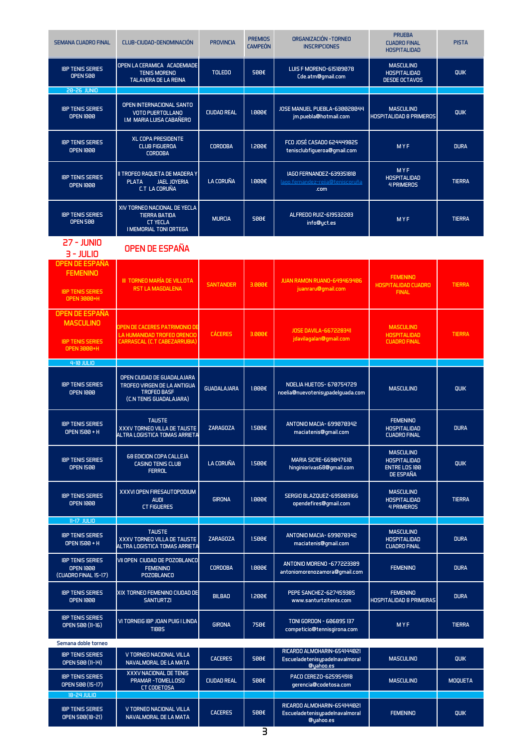| SEMANA CUADRO FINAL | CLUB-CIUDAD-DENOMINACIÓN | PROVINCIA | PREMIOS CAMPEÓN | ORGANIZACIÓN -TORNEO INSCRIPCIONES | PRUEBA CUADRO FINAL HOSPITALIDAD | PISTA |
|---|---|---|---|---|---|---|
| IBP TENIS SERIES OPEN 500 | OPEN LA CERAMICA ACADEMIADE TENIS MORENO TALAVERA DE LA REINA | TOLEDO | 500€ | LUIS F MORENO-615109078 Cde.atm@gmail.com | MASCULINO HOSPITALIDAD DESDE OCTAVOS | QUIK |
| 20-26 JUNIO | | | | | | |
| IBP TENIS SERIES OPEN 1000 | OPEN INTERNACIONAL SANTO VOTO PUERTOLLANO I.M MARIA LUISA CABAÑERO | CIUDAD REAL | 1.000€ | JOSE MANUEL PUEBLA-630020044 jm.puebla@hotmail.com | MASCULINO HOSPITALIDAD 8 PRIMEROS | QUIK |
| IBP TENIS SERIES OPEN 1000 | XL COPA PRESIDENTE CLUB FIGUEROA CORDOBA | CORDOBA | 1.200€ | FCO JOSÉ CASADO 624449825 tenisclubfigueroa@gmail.com | M Y F | DURA |
| IBP TENIS SERIES OPEN 1000 | II TROFEO RAQUETA DE MADERA Y PLATA JAEL JOYERIA C.T LA CORUÑA | LA CORUÑA | 1.000€ | IAGO FERNANDEZ-639351810 iago.fernandez-rella@teniscoruña.com | M Y F HOSPITALIDAD 4 PRIMEROS | TIERRA |
| IBP TENIS SERIES OPEN 500 | XIV TORNEO NACIONAL DE YECLA TIERRA BATIDA CT YECLA I MEMORIAL TONI ORTEGA | MURCIA | 500€ | ALFREDO RUIZ-619532203 info@yct.es | M Y F | TIERRA |
| **27 - JUNIO 3 - JULIO** | **OPEN DE ESPAÑA** | | | | | |
| OPEN DE ESPAÑA FEMENINO IBP TENIS SERIES OPEN 3000+H | III TORNEO MARÍA DE VILLOTA RST LA MAGDALENA | SANTANDER | 3.000€ | JUAN RAMON RUANO-649469406 juanraru@gmail.com | FEMENINO HOSPITALIDAD CUADRO FINAL | TIERRA |
| OPEN DE ESPAÑA MASCULINO IBP TENIS SERIES OPEN 3000+H | OPEN DE CACERES PATRIMONIO DE LA HUMANIDAD TROFEO ORENCIO CARRASCAL (C.T CABEZARRUBIA) | CÁCERES | 3.000€ | JOSE DAVILA-667228341 jdavilagalan@gmail.com | MASCULINO HOSPITALIDAD CUADRO FINAL | TIERRA |
| 4-10 JULIO | | | | | | |
| IBP TENIS SERIES OPEN 1000 | OPEN CIUDAD DE GUADALAJARA TROFEO VIRGEN DE LA ANTIGUA TROFEO BASF (C.N TENIS GUADALAJARA) | GUADALAJARA | 1.000€ | NOELIA HUETOS- 670754729 noelia@nuevotenisypadelguada.com | MASCULINO | QUIK |
| IBP TENIS SERIES OPEN 1500 + H | TAUSTE XXXV TORNEO VILLA DE TAUSTE ALTRA LOGISTICA TOMAS ARRIETA | ZARAGOZA | 1.500€ | ANTONIO MACIA- 699070342 maciatenis@gmail.com | FEMENINO HOSPITALIDAD CUADRO FINAL | DURA |
| IBP TENIS SERIES OPEN 1500 | 68 EDICION COPA CALLEJA CASINO TENIS CLUB FERROL | LA CORUÑA | 1.500€ | MARIA SICRE-669047610 hinginiorivas68@gmail.com | MASCULINO HOSPITALIDAD ENTRE LOS 100 DE ESPAÑA | QUIK |
| IBP TENIS SERIES OPEN 1000 | XXXVI OPEN FIRESAUTOPODIUM AUDI CT FIGUERES | GIRONA | 1.000€ | SERGIO BLAZQUEZ-695803166 opendefires@gmail.com | MASCULINO HOSPITALIDAD 4 PRIMEROS | TIERRA |
| 11-17 JULIO | | | | | | |
| IBP TENIS SERIES OPEN 1500 + H | TAUSTE XXXV TORNEO VILLA DE TAUSTE ALTRA LOGISTICA TOMAS ARRIETA | ZARAGOZA | 1.500€ | ANTONIO MACIA- 699070342 maciatenis@gmail.com | MASCULINO HOSPITALIDAD CUADRO FINAL | DURA |
| IBP TENIS SERIES OPEN 1000 (CUADRO FINAL 15-17) | VII OPEN CIUDAD DE POZOBLANCO FEMENINO POZOBLANCO | CORDOBA | 1.000€ | ANTONIO MORENO -677223389 antoniomorenozamora@gmail.com | FEMENINO | DURA |
| IBP TENIS SERIES OPEN 1000 | XIX TORNEO FEMENINO CIUDAD DE SANTURTZI | BILBAO | 1.200€ | PEPE SANCHEZ-627459385 www.santurtzitenis.com | FEMENINO HOSPITALIDAD 8 PRIMERAS | DURA |
| IBP TENIS SERIES OPEN 500 (11-16) | VI TORNEIG IBP JOAN PUIG I LINDA TIBBS | GIRONA | 750€ | TONI GORDON - 606895 137 competicio@tennisgirona.com | M Y F | TIERRA |
| Semana doble torneo | | | | | | |
| IBP TENIS SERIES OPEN 500 (11-14) | V TORNEO NACIONAL VILLA NAVALMORAL DE LA MATA | CACERES | 500€ | RICARDO ALMOHARIN-654144021 Escueladetenisypadelnavalmoral @yahoo.es | MASCULINO | QUIK |
| IBP TENIS SERIES OPEN 500 (15-17) | XXXV NACIONAL DE TENIS PRAMAR -TOMELLOSO CT CODETOSA | CIUDAD REAL | 500€ | PACO CEREZO-625954918 gerencia@codetosa.com | MASCULINO | MOQUETA |
| 18-24 JULIO | | | | | | |
| IBP TENIS SERIES OPEN 500(18-21) | V TORNEO NACIONAL VILLA NAVALMORAL DE LA MATA | CACERES | 500€ | RICARDO ALMOHARIN-654144021 Escueladetenisypadelnavalmoral @yahoo.es | FEMENINO | QUIK |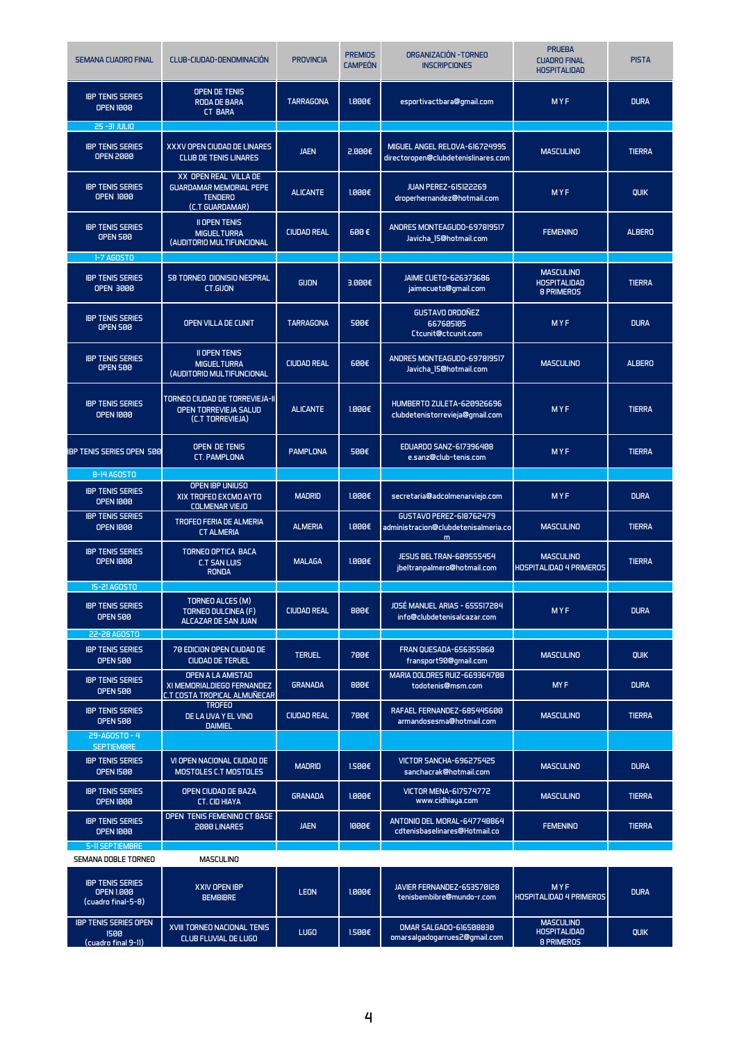| SEMANA CUADRO FINAL | CLUB-CIUDAD-DENOMINACIÓN | PROVINCIA | PREMIOS CAMPEÓN | ORGANIZACIÓN -TORNEO INSCRIPCIONES | PRUEBA CUADRO FINAL HOSPITALIDAD | PISTA |
|---|---|---|---|---|---|---|
| IBP TENIS SERIES OPEN 1000 | OPEN DE TENIS RODA DE BARA CT BARA | TARRAGONA | 1.000€ | esportivactbara@gmail.com | M Y F | DURA |
| 25 -31 JULIO | | | | | | |
| IBP TENIS SERIES OPEN 2000 | XXXV OPEN CIUDAD DE LINARES CLUB DE TENIS LINARES | JAEN | 2.000€ | MIGUEL ANGEL RELOVA-616724995 directoropen@clubdetenislinares.com | MASCULINO | TIERRA |
| IBP TENIS SERIES OPEN 1000 | XX OPEN REAL VILLA DE GUARDAMAR MEMORIAL PEPE TENDERO (C.T GUARDAMAR) | ALICANTE | 1.000€ | JUAN PEREZ-615122269 droperhernandez@hotmail.com | M Y F | QUIK |
| IBP TENIS SERIES OPEN 500 | II OPEN TENIS MIGUEL TURRA (AUDITORIO MULTIFUNCIONAL | CIUDAD REAL | 600 € | ANDRES MONTEAGUDO-697819517 Javicha_15@hotmail.com | FEMENINO | ALBERO |
| 1-7 AGOSTO | | | | | | |
| IBP TENIS SERIES OPEN 3000 | 58 TORNEO DIONISIO NESPRAL CT.GIJON | GIJON | 3.000€ | JAIME CUETO-626373686 jaimecueto@gmail.com | MASCULINO HOSPITALIDAD 8 PRIMEROS | TIERRA |
| IBP TENIS SERIES OPEN 500 | OPEN VILLA DE CUNIT | TARRAGONA | 500€ | GUSTAVO ORDOÑEZ 667605105 Ctcunit@ctcunit.com | M Y F | DURA |
| IBP TENIS SERIES OPEN 500 | II OPEN TENIS MIGUEL TURRA (AUDITORIO MULTIFUNCIONAL | CIUDAD REAL | 600€ | ANDRES MONTEAGUDO-697819517 Javicha_15@hotmail.com | MASCULINO | ALBERO |
| IBP TENIS SERIES OPEN 1000 | TORNEO CIUDAD DE TORREVIEJA-II OPEN TORREVIEJA SALUD (C.T TORREVIEJA) | ALICANTE | 1.000€ | HUMBERTO ZULETA-620926696 clubdetenistorrevieja@gmail.com | M Y F | TIERRA |
| IBP TENIS SERIES OPEN 500 | OPEN DE TENIS CT. PAMPLONA | PAMPLONA | 500€ | EDUARDO SANZ-617396408 e.sanz@club-tenis.com | M Y F | TIERRA |
| 8-14 AGOSTO | | | | | | |
| IBP TENIS SERIES OPEN 1000 | OPEN IBP UNIUSO XIX TROFEO EXCMO AYTO COLMENAR VIEJO | MADRID | 1.000€ | secretaria@adcolmenarviejo.com | M Y F | DURA |
| IBP TENIS SERIES OPEN 1000 | TROFEO FERIA DE ALMERIA CT ALMERIA | ALMERIA | 1.000€ | GUSTAVO PEREZ-618762479 administracion@clubdetenisalmeria.com | MASCULINO | TIERRA |
| IBP TENIS SERIES OPEN 1000 | TORNEO OPTICA BACA C.T SAN LUIS RONDA | MALAGA | 1.000€ | JESUS BELTRAN-609555454 jbeltranpalmero@hotmail.com | MASCULINO HOSPITALIDAD 4 PRIMEROS | TIERRA |
| 15-21 AGOSTO | | | | | | |
| IBP TENIS SERIES OPEN 500 | TORNEO ALCES (M) TORNEO DULCINEA (F) ALCAZAR DE SAN JUAN | CIUDAD REAL | 800€ | JOSÉ MANUEL ARIAS - 655517284 info@clubdetenisalcazar.com | M Y F | DURA |
| 22-28 AGOSTO | | | | | | |
| IBP TENIS SERIES OPEN 500 | 70 EDICION OPEN CIUDAD DE CIUDAD DE TERUEL | TERUEL | 700€ | FRAN QUESADA-656355860 fransport90@gmail.com | MASCULINO | QUIK |
| IBP TENIS SERIES OPEN 500 | OPEN A LA AMISTAD XI MEMORIALDIEGO FERNANDEZ C.T COSTA TROPICAL ALMUÑECAR | GRANADA | 800€ | MARIA DOLORES RUIZ-669364708 todotenis@msm.com | MY F | DURA |
| IBP TENIS SERIES OPEN 500 | TROFEO DE LA UVA Y EL VINO DAIMIEL | CIUDAD REAL | 700€ | RAFAEL FERNANDEZ-685445600 armandosesma@hotmail.com | MASCULINO | TIERRA |
| 29-AGOSTO - 4 SEPTIEMBRE | | | | | | |
| IBP TENIS SERIES OPEN 1500 | VI OPEN NACIONAL CIUDAD DE MOSTOLES C.T MOSTOLES | MADRID | 1.500€ | VICTOR SANCHA-696275425 sanchacrak@hotmail.com | MASCULINO | DURA |
| IBP TENIS SERIES OPEN 1000 | OPEN CIUDAD DE BAZA CT. CID HIAYA | GRANADA | 1.000€ | VICTOR MENA-617574772 www.cidhiaya.com | MASCULINO | TIERRA |
| IBP TENIS SERIES OPEN 1000 | OPEN TENIS FEMENINO CT BASE 2000 LINARES | JAEN | 1000€ | ANTONIO DEL MORAL-647748864 cdtenisbaselinares@Hotmail.co | FEMENINO | TIERRA |
| 5-11 SEPTIEMBRE | | | | | | |
| SEMANA DOBLE TORNEO | MASCULINO | | | | | |
| IBP TENIS SERIES OPEN 1.000 (cuadro final-5-8) | XXIV OPEN IBP BEMBIBRE | LEON | 1.000€ | JAVIER FERNANDEZ-653570128 tenisbembibre@mundo-r.com | M Y F HOSPITALIDAD 4 PRIMEROS | DURA |
| IBP TENIS SERIES OPEN 1500 (cuadro final 9-11) | XVIII TORNEO NACIONAL TENIS CLUB FLUVIAL DE LUGO | LUGO | 1.500€ | OMAR SALGADO-616508030 omarsalgadogarrues2@gmail.com | MASCULINO HOSPITALIDAD 8 PRIMEROS | QUIK |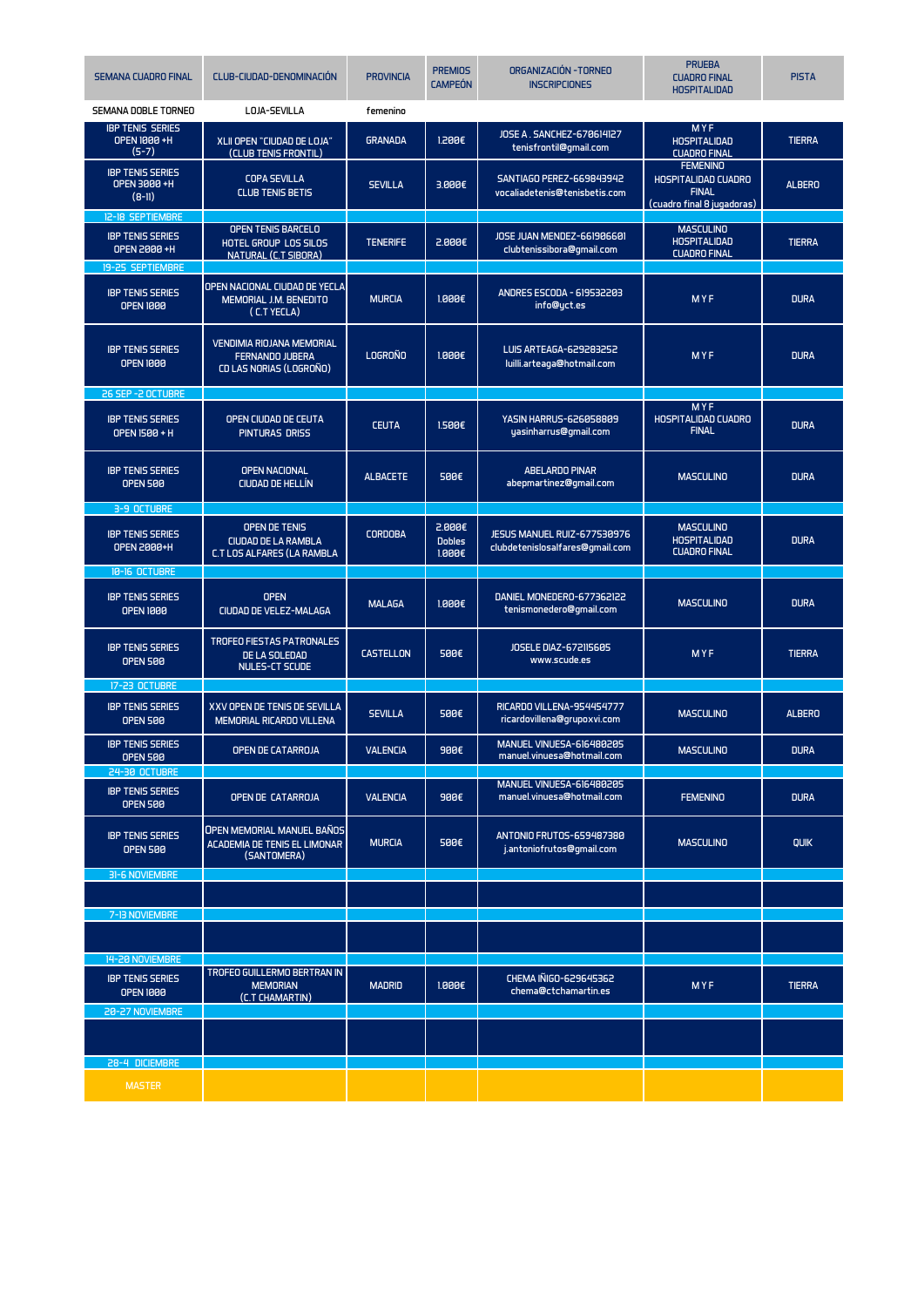| SEMANA CUADRO FINAL | CLUB-CIUDAD-DENOMINACIÓN | PROVINCIA | PREMIOS CAMPEÓN | ORGANIZACIÓN -TORNEO INSCRIPCIONES | PRUEBA CUADRO FINAL HOSPITALIDAD | PISTA |
|---|---|---|---|---|---|---|
| SEMANA DOBLE TORNEO | LOJA-SEVILLA | femenino | | | | |
| IBP TENIS SERIES OPEN 1000 +H (5-7) | XLII OPEN "CIUDAD DE LOJA" (CLUB TENIS FRONTIL) | GRANADA | 1.200€ | JOSE A . SANCHEZ-670614127 tenisfrontil@gmail.com | M Y F HOSPITALIDAD CUADRO FINAL | TIERRA |
| IBP TENIS SERIES OPEN 3000 +H (8-11) | COPA SEVILLA CLUB TENIS BETIS | SEVILLA | 3.000€ | SANTIAGO PEREZ-669843942 vocaliadetenis@tenisbetis.com | FEMENINO HOSPITALIDAD CUADRO FINAL (cuadro final 8 jugadoras) | ALBERO |
| 12-18 SEPTIEMBRE | | | | | | |
| IBP TENIS SERIES OPEN 2000 +H | OPEN TENIS BARCELO HOTEL GROUP LOS SILOS NATURAL (C.T SIBORA) | TENERIFE | 2.000€ | JOSE JUAN MENDEZ-661906601 clubtenissibora@gmail.com | MASCULINO HOSPITALIDAD CUADRO FINAL | TIERRA |
| 19-25 SEPTIEMBRE | | | | | | |
| IBP TENIS SERIES OPEN 1000 | OPEN NACIONAL CIUDAD DE YECLA MEMORIAL J.M. BENEDITO ( C.T YECLA) | MURCIA | 1.000€ | ANDRES ESCODA - 619532203 info@yct.es | M Y F | DURA |
| IBP TENIS SERIES OPEN 1000 | VENDIMIA RIOJANA MEMORIAL FERNANDO JUBERA CD LAS NORIAS (LOGROÑO) | LOGROÑO | 1.000€ | LUIS ARTEAGA-629283252 luilli.arteaga@hotmail.com | M Y F | DURA |
| 26 SEP -2 OCTUBRE | | | | | | |
| IBP TENIS SERIES OPEN 1500 + H | OPEN CIUDAD DE CEUTA PINTURAS DRISS | CEUTA | 1.500€ | YASIN HARRUS-626058809 yasinharrus@gmail.com | M Y F HOSPITALIDAD CUADRO FINAL | DURA |
| IBP TENIS SERIES OPEN 500 | OPEN NACIONAL CIUDAD DE HELLÍN | ALBACETE | 500€ | ABELARDO PINAR abepmartinez@gmail.com | MASCULINO | DURA |
| 3-9 OCTUBRE | | | | | | |
| IBP TENIS SERIES OPEN 2000+H | OPEN DE TENIS CIUDAD DE LA RAMBLA C.T LOS ALFARES (LA RAMBLA | CORDOBA | 2.000€ Dobles 1.000€ | JESUS MANUEL RUIZ-677530976 clubdetenislosalfares@gmail.com | MASCULINO HOSPITALIDAD CUADRO FINAL | DURA |
| 10-16 OCTUBRE | | | | | | |
| IBP TENIS SERIES OPEN 1000 | OPEN CIUDAD DE VELEZ-MALAGA | MALAGA | 1.000€ | DANIEL MONEDERO-677362122 tenismonedero@gmail.com | MASCULINO | DURA |
| IBP TENIS SERIES OPEN 500 | TROFEO FIESTAS PATRONALES DE LA SOLEDAD NULES-CT SCUDE | CASTELLON | 500€ | JOSELE DIAZ-672115605 www.scude.es | M Y F | TIERRA |
| 17-23 OCTUBRE | | | | | | |
| IBP TENIS SERIES OPEN 500 | XXV OPEN DE TENIS DE SEVILLA MEMORIAL RICARDO VILLENA | SEVILLA | 500€ | RICARDO VILLENA-954454777 ricardovillena@grupoxvi.com | MASCULINO | ALBERO |
| IBP TENIS SERIES OPEN 500 | OPEN DE CATARROJA | VALENCIA | 900€ | MANUEL VINUESA-616480205 manuel.vinuesa@hotmail.com | MASCULINO | DURA |
| 24-30 OCTUBRE | | | | | | |
| IBP TENIS SERIES OPEN 500 | OPEN DE CATARROJA | VALENCIA | 900€ | MANUEL VINUESA-616480205 manuel.vinuesa@hotmail.com | FEMENINO | DURA |
| IBP TENIS SERIES OPEN 500 | OPEN MEMORIAL MANUEL BAÑOS ACADEMIA DE TENIS EL LIMONAR (SANTOMERA) | MURCIA | 500€ | ANTONIO FRUTOS-659487380 j.antoniofrutos@gmail.com | MASCULINO | QUIK |
| 31-6 NOVIEMBRE | | | | | | |
| | | | | | | |
| 7-13 NOVIEMBRE | | | | | | |
| | | | | | | |
| 14-20 NOVIEMBRE | | | | | | |
| IBP TENIS SERIES OPEN 1000 | TROFEO GUILLERMO BERTRAN IN MEMORIAN (C.T CHAMARTIN) | MADRID | 1.000€ | CHEMA IÑIGO-629645362 chema@ctchamartin.es | M Y F | TIERRA |
| 20-27 NOVIEMBRE | | | | | | |
| | | | | | | |
| 28-4 DICIEMBRE | | | | | | |
| MASTER | | | | | | |